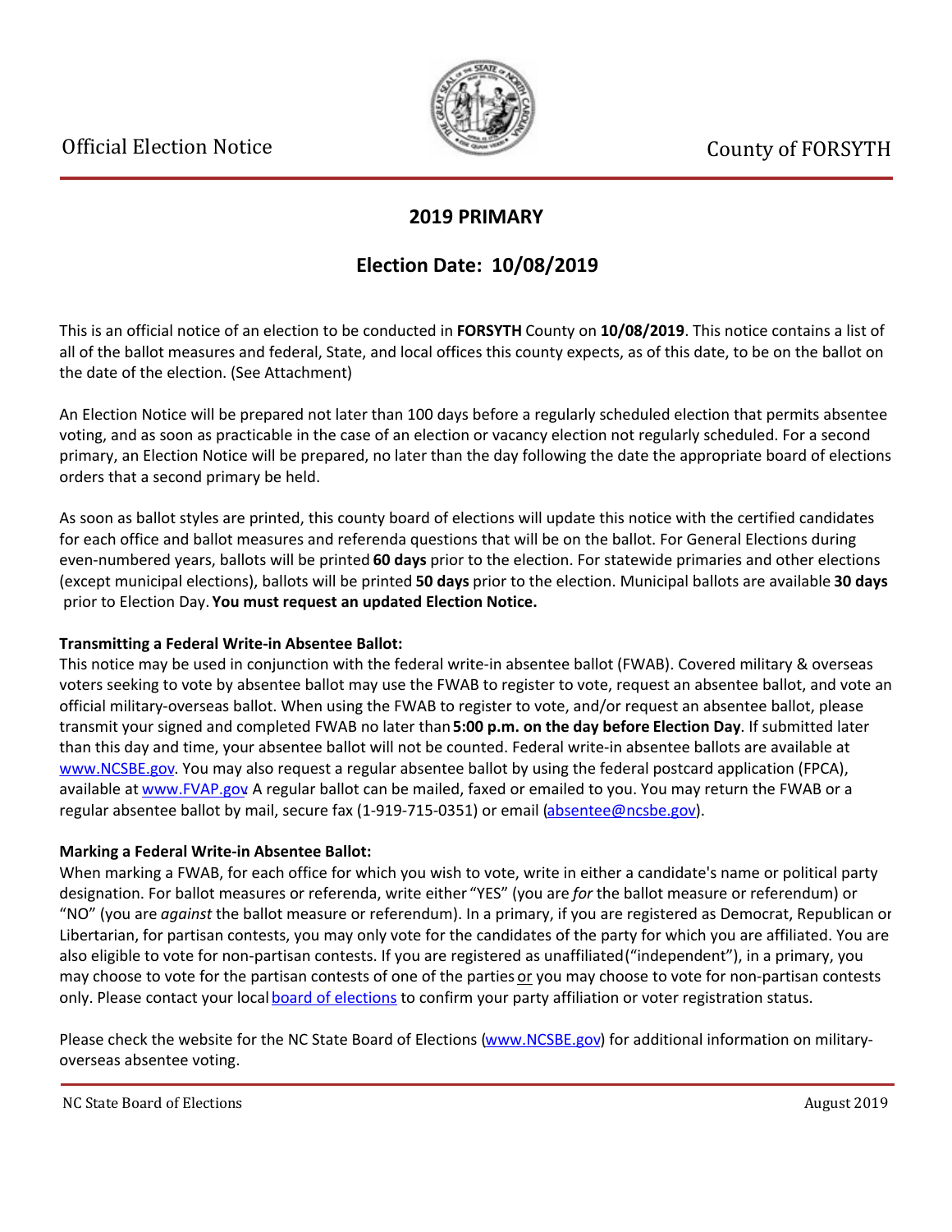Official Election Notice

County of FORSYTH

# 2019 PRIMARY

## Election Date: 10/08/2019

This is an official notice of an election to be conducted in **FORSYTH** County on **10/08/2019**. This notice contains a list of all of the ballot measures and federal, State, and local offices this county expects, as of this date, to be on the ballot on the date of the election. (See Attachment)

An Election Notice will be prepared not later than 100 days before a regularly scheduled election that permits absentee voting, and as soon as practicable in the case of an election or vacancy election not regularly scheduled. For a second primary, an Election Notice will be prepared, no later than the day following the date the appropriate board of elections orders that a second primary be held.

As soon as ballot styles are printed, this county board of elections will update this notice with the certified candidates for each office and ballot measures and referenda questions that will be on the ballot. For General Elections during even-numbered years, ballots will be printed **60 days** prior to the election. For statewide primaries and other elections (except municipal elections), ballots will be printed **50 days** prior to the election. Municipal ballots are available **30 days** prior to Election Day. **You must request an updated Election Notice.**

**Transmitting a Federal Write-in Absentee Ballot:**
This notice may be used in conjunction with the federal write-in absentee ballot (FWAB). Covered military & overseas voters seeking to vote by absentee ballot may use the FWAB to register to vote, request an absentee ballot, and vote an official military-overseas ballot. When using the FWAB to register to vote, and/or request an absentee ballot, please transmit your signed and completed FWAB no later than **5:00 p.m. on the day before Election Day**. If submitted later than this day and time, your absentee ballot will not be counted. Federal write-in absentee ballots are available at www.NCSBE.gov. You may also request a regular absentee ballot by using the federal postcard application (FPCA), available at www.FVAP.gov A regular ballot can be mailed, faxed or emailed to you. You may return the FWAB or a regular absentee ballot by mail, secure fax (1-919-715-0351) or email (absentee@ncsbe.gov).

**Marking a Federal Write-in Absentee Ballot:**
When marking a FWAB, for each office for which you wish to vote, write in either a candidate's name or political party designation. For ballot measures or referenda, write either "YES" (you are *for* the ballot measure or referendum) or "NO" (you are *against* the ballot measure or referendum). In a primary, if you are registered as Democrat, Republican or Libertarian, for partisan contests, you may only vote for the candidates of the party for which you are affiliated. You are also eligible to vote for non-partisan contests. If you are registered as unaffiliated ("independent"), in a primary, you may choose to vote for the partisan contests of one of the parties or you may choose to vote for non-partisan contests only. Please contact your local board of elections to confirm your party affiliation or voter registration status.

Please check the website for the NC State Board of Elections (www.NCSBE.gov) for additional information on military-overseas absentee voting.

NC State Board of Elections August 2019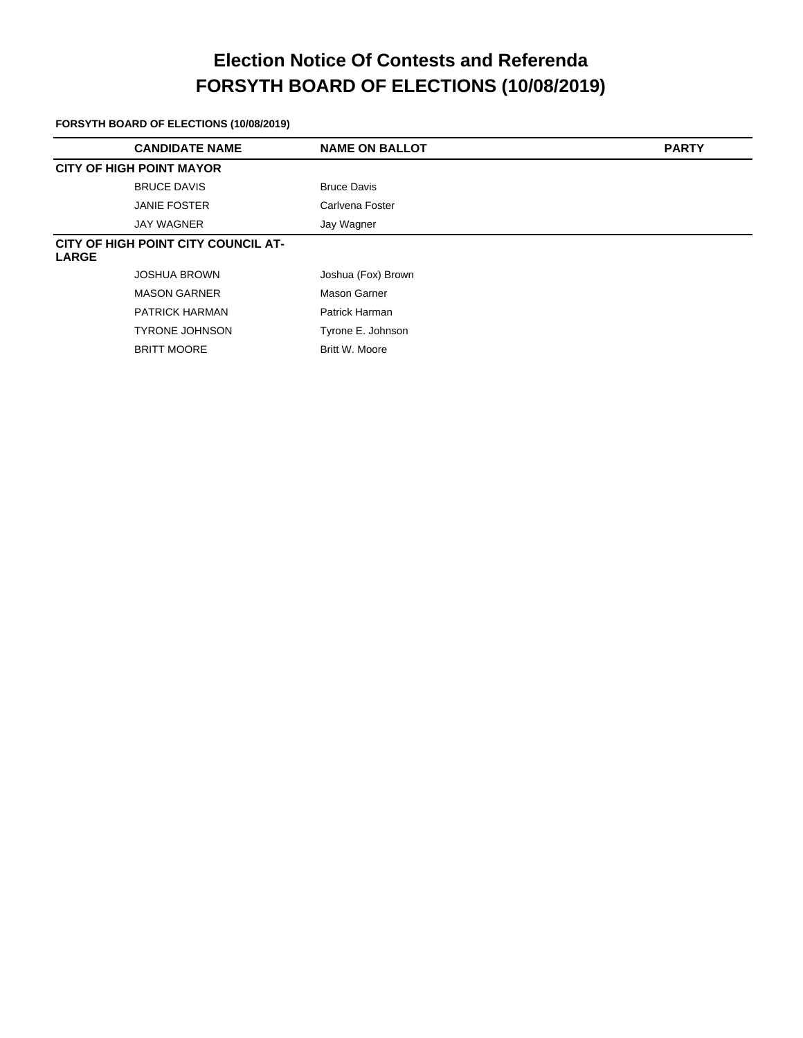# Election Notice Of Contests and Referenda
# FORSYTH BOARD OF ELECTIONS (10/08/2019)

**FORSYTH BOARD OF ELECTIONS (10/08/2019)**

| CANDIDATE NAME | NAME ON BALLOT | PARTY |
|---|---|---|
| **CITY OF HIGH POINT MAYOR** | | |
| BRUCE DAVIS | Bruce Davis | |
| JANIE FOSTER | Carlvena Foster | |
| JAY WAGNER | Jay Wagner | |
| **CITY OF HIGH POINT CITY COUNCIL AT-LARGE** | | |
| JOSHUA BROWN | Joshua (Fox) Brown | |
| MASON GARNER | Mason Garner | |
| PATRICK HARMAN | Patrick Harman | |
| TYRONE JOHNSON | Tyrone E. Johnson | |
| BRITT MOORE | Britt W. Moore | |